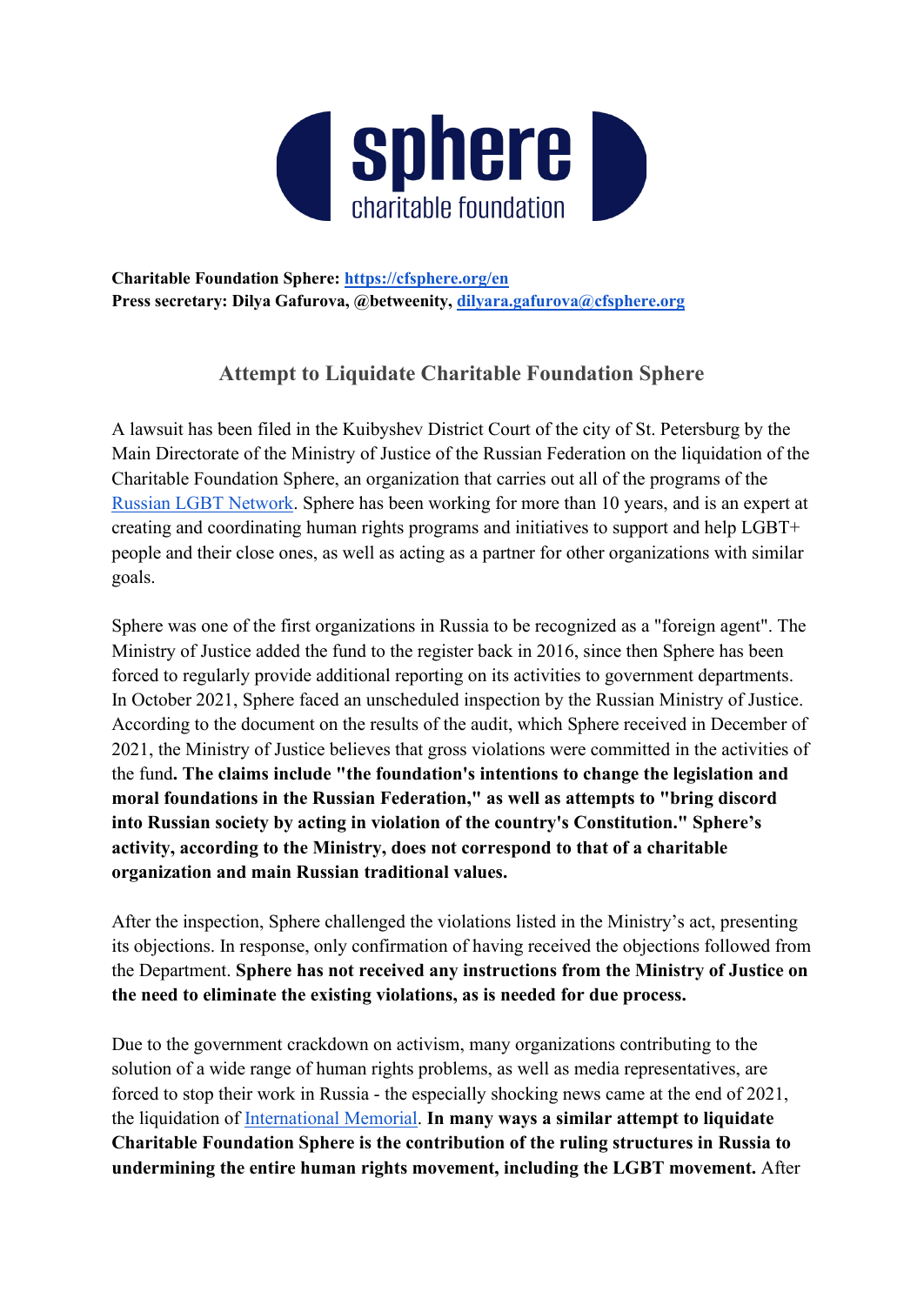**Charitable Foundation Sphere: [https://cfsphere.org/en](https://cfsphere.org/en)**
**Press secretary: Dilya Gafurova, @betweenity, [dilyara.gafurova@cfsphere.org](mailto:dilyara.gafurova@cfsphere.org)**

## Attempt to Liquidate Charitable Foundation Sphere

A lawsuit has been filed in the Kuibyshev District Court of the city of St. Petersburg by the Main Directorate of the Ministry of Justice of the Russian Federation on the liquidation of the Charitable Foundation Sphere, an organization that carries out all of the programs of the [Russian LGBT Network](). Sphere has been working for more than 10 years, and is an expert at creating and coordinating human rights programs and initiatives to support and help LGBT+ people and their close ones, as well as acting as a partner for other organizations with similar goals.

Sphere was one of the first organizations in Russia to be recognized as a "foreign agent". The Ministry of Justice added the fund to the register back in 2016, since then Sphere has been forced to regularly provide additional reporting on its activities to government departments. In October 2021, Sphere faced an unscheduled inspection by the Russian Ministry of Justice. According to the document on the results of the audit, which Sphere received in December of 2021, the Ministry of Justice believes that gross violations were committed in the activities of the fund**. The claims include "the foundation's intentions to change the legislation and moral foundations in the Russian Federation," as well as attempts to "bring discord into Russian society by acting in violation of the country's Constitution." Sphere's activity, according to the Ministry, does not correspond to that of a charitable organization and main Russian traditional values.**

After the inspection, Sphere challenged the violations listed in the Ministry's act, presenting its objections. In response, only confirmation of having received the objections followed from the Department. **Sphere has not received any instructions from the Ministry of Justice on the need to eliminate the existing violations, as is needed for due process.**

Due to the government crackdown on activism, many organizations contributing to the solution of a wide range of human rights problems, as well as media representatives, are forced to stop their work in Russia - the especially shocking news came at the end of 2021, the liquidation of [International Memorial](). **In many ways a similar attempt to liquidate Charitable Foundation Sphere is the contribution of the ruling structures in Russia to undermining the entire human rights movement, including the LGBT movement.** After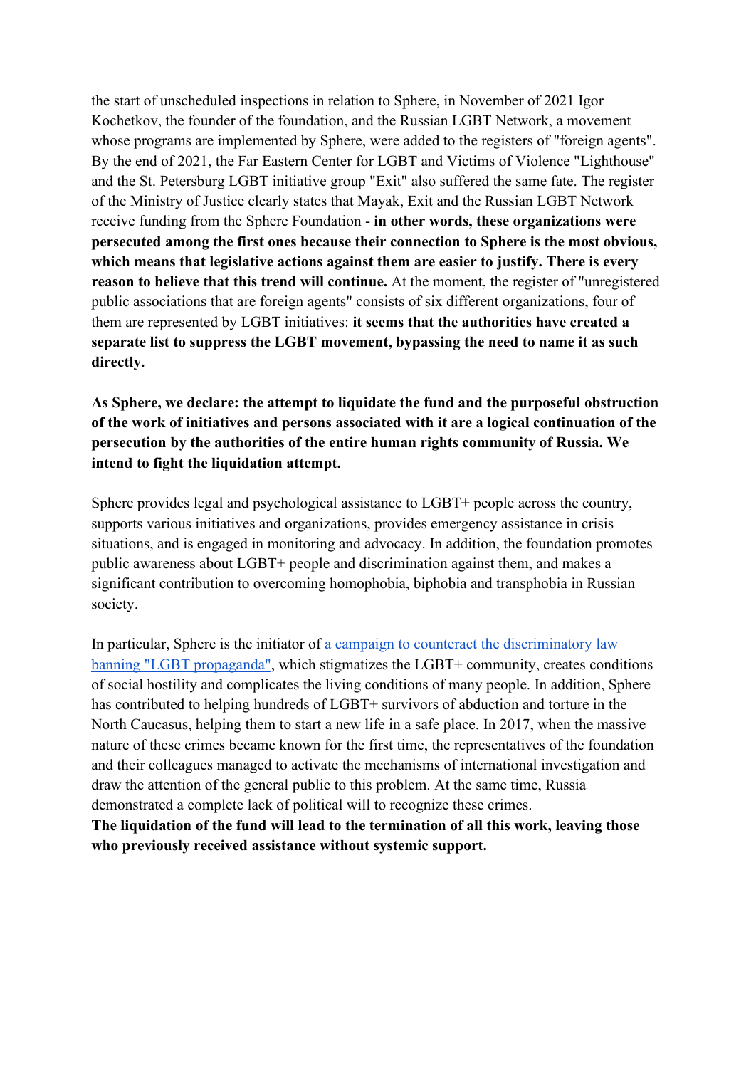the start of unscheduled inspections in relation to Sphere, in November of 2021 Igor Kochetkov, the founder of the foundation, and the Russian LGBT Network, a movement whose programs are implemented by Sphere, were added to the registers of "foreign agents". By the end of 2021, the Far Eastern Center for LGBT and Victims of Violence "Lighthouse" and the St. Petersburg LGBT initiative group "Exit" also suffered the same fate. The register of the Ministry of Justice clearly states that Mayak, Exit and the Russian LGBT Network receive funding from the Sphere Foundation - **in other words, these organizations were persecuted among the first ones because their connection to Sphere is the most obvious, which means that legislative actions against them are easier to justify. There is every reason to believe that this trend will continue.** At the moment, the register of "unregistered public associations that are foreign agents" consists of six different organizations, four of them are represented by LGBT initiatives: **it seems that the authorities have created a separate list to suppress the LGBT movement, bypassing the need to name it as such directly.**

**As Sphere, we declare: the attempt to liquidate the fund and the purposeful obstruction of the work of initiatives and persons associated with it are a logical continuation of the persecution by the authorities of the entire human rights community of Russia. We intend to fight the liquidation attempt.**

Sphere provides legal and psychological assistance to LGBT+ people across the country, supports various initiatives and organizations, provides emergency assistance in crisis situations, and is engaged in monitoring and advocacy. In addition, the foundation promotes public awareness about LGBT+ people and discrimination against them, and makes a significant contribution to overcoming homophobia, biphobia and transphobia in Russian society.

In particular, Sphere is the initiator of a campaign to counteract the discriminatory law banning "LGBT propaganda", which stigmatizes the LGBT+ community, creates conditions of social hostility and complicates the living conditions of many people. In addition, Sphere has contributed to helping hundreds of LGBT+ survivors of abduction and torture in the North Caucasus, helping them to start a new life in a safe place. In 2017, when the massive nature of these crimes became known for the first time, the representatives of the foundation and their colleagues managed to activate the mechanisms of international investigation and draw the attention of the general public to this problem. At the same time, Russia demonstrated a complete lack of political will to recognize these crimes.
**The liquidation of the fund will lead to the termination of all this work, leaving those who previously received assistance without systemic support.**